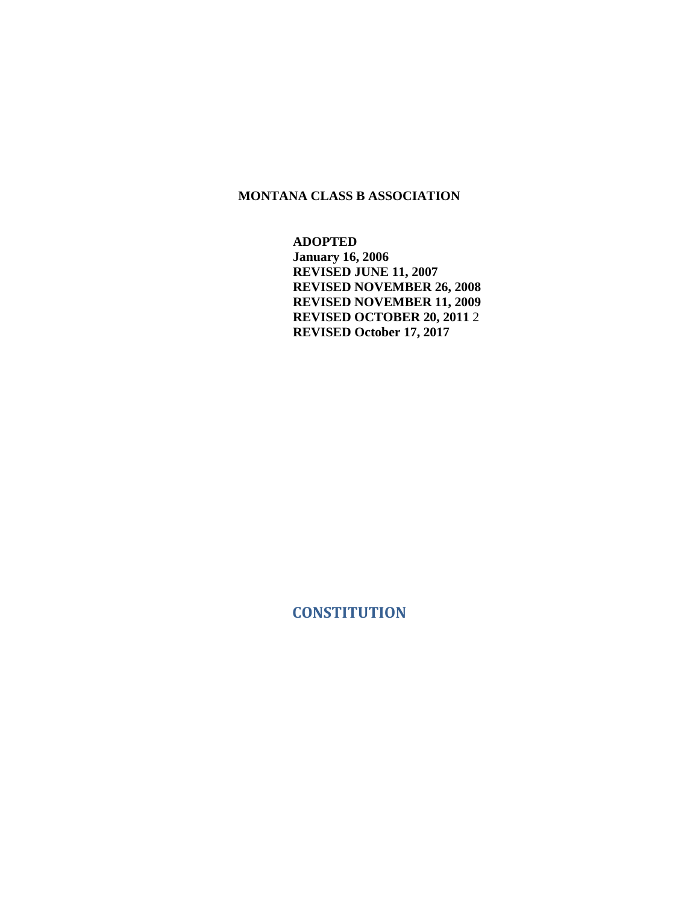**MONTANA CLASS B ASSOCIATION**

**ADOPTED**
**January 16, 2006**
**REVISED JUNE 11, 2007**
**REVISED NOVEMBER 26, 2008**
**REVISED NOVEMBER 11, 2009**
**REVISED OCTOBER 20, 2011** 2
**REVISED October 17, 2017**

# CONSTITUTION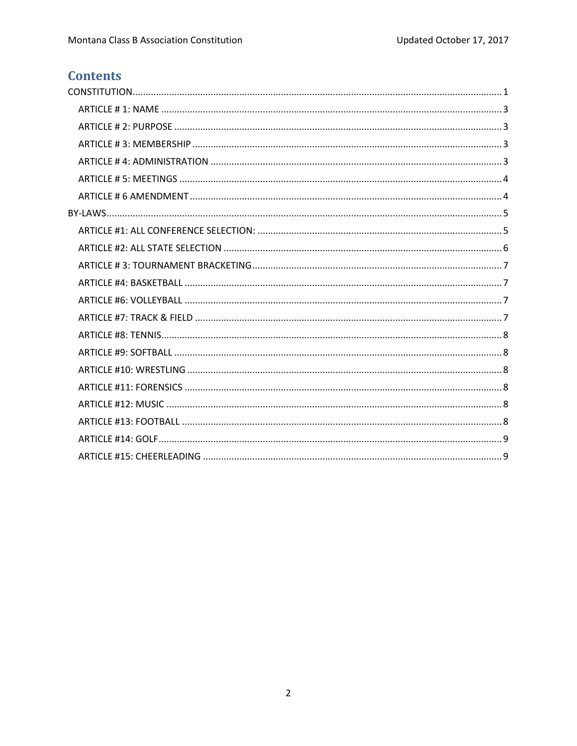# Contents

CONSTITUTION ........................................................................................................................................ 1

- ARTICLE # 1: NAME ........................................................................................................................ 3
- ARTICLE # 2: PURPOSE ..................................................................................................................... 3
- ARTICLE # 3: MEMBERSHIP .............................................................................................................. 3
- ARTICLE # 4: ADMINISTRATION ....................................................................................................... 3
- ARTICLE # 5: MEETINGS .................................................................................................................... 4
- ARTICLE # 6 AMENDMENT ................................................................................................................ 4

BY-LAWS ................................................................................................................................................. 5

- ARTICLE #1: ALL CONFERENCE SELECTION: ..................................................................................... 5
- ARTICLE #2: ALL STATE SELECTION .................................................................................................. 6
- ARTICLE # 3: TOURNAMENT BRACKETING ........................................................................................ 7
- ARTICLE #4: BASKETBALL ................................................................................................................. 7
- ARTICLE #6: VOLLEYBALL ................................................................................................................. 7
- ARTICLE #7: TRACK & FIELD ............................................................................................................. 7
- ARTICLE #8: TENNIS ........................................................................................................................... 8
- ARTICLE #9: SOFTBALL ...................................................................................................................... 8
- ARTICLE #10: WRESTLING ................................................................................................................. 8
- ARTICLE #11: FORENSICS .................................................................................................................. 8
- ARTICLE #12: MUSIC .......................................................................................................................... 8
- ARTICLE #13: FOOTBALL .................................................................................................................... 8
- ARTICLE #14: GOLF ............................................................................................................................. 9
- ARTICLE #15: CHEERLEADING ............................................................................................................ 9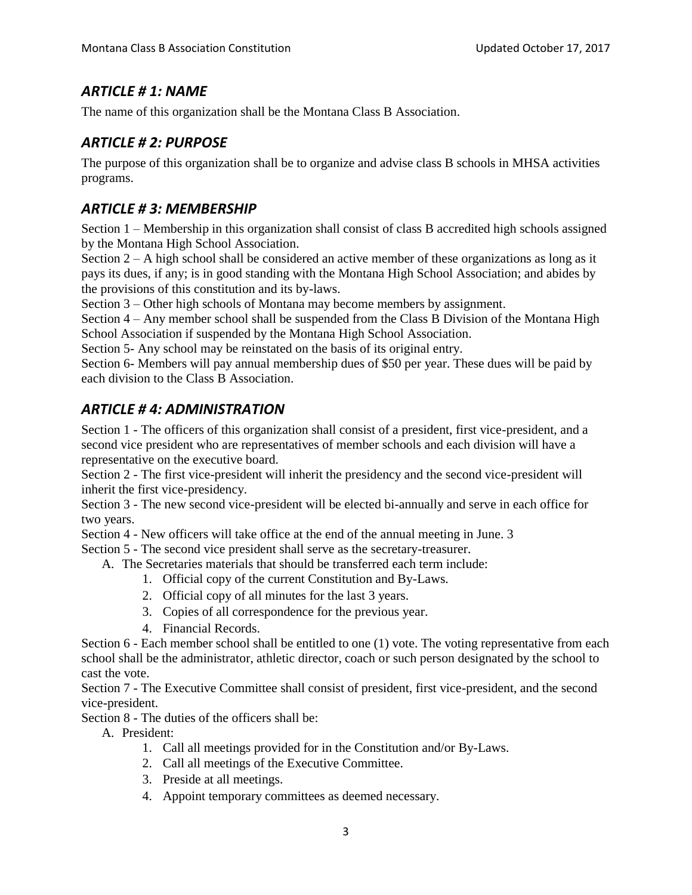## *ARTICLE # 1: NAME*

The name of this organization shall be the Montana Class B Association.

## *ARTICLE # 2: PURPOSE*

The purpose of this organization shall be to organize and advise class B schools in MHSA activities programs.

## *ARTICLE # 3: MEMBERSHIP*

Section 1 – Membership in this organization shall consist of class B accredited high schools assigned by the Montana High School Association.
Section 2 – A high school shall be considered an active member of these organizations as long as it pays its dues, if any; is in good standing with the Montana High School Association; and abides by the provisions of this constitution and its by-laws.
Section 3 – Other high schools of Montana may become members by assignment.
Section 4 – Any member school shall be suspended from the Class B Division of the Montana High School Association if suspended by the Montana High School Association.
Section 5- Any school may be reinstated on the basis of its original entry.
Section 6- Members will pay annual membership dues of $50 per year. These dues will be paid by each division to the Class B Association.

## *ARTICLE # 4: ADMINISTRATION*

Section 1 - The officers of this organization shall consist of a president, first vice-president, and a second vice president who are representatives of member schools and each division will have a representative on the executive board.
Section 2 - The first vice-president will inherit the presidency and the second vice-president will inherit the first vice-presidency.
Section 3 - The new second vice-president will be elected bi-annually and serve in each office for two years.
Section 4 - New officers will take office at the end of the annual meeting in June. 3
Section 5 - The second vice president shall serve as the secretary-treasurer.

A. The Secretaries materials that should be transferred each term include:
   1. Official copy of the current Constitution and By-Laws.
   2. Official copy of all minutes for the last 3 years.
   3. Copies of all correspondence for the previous year.
   4. Financial Records.

Section 6 - Each member school shall be entitled to one (1) vote. The voting representative from each school shall be the administrator, athletic director, coach or such person designated by the school to cast the vote.
Section 7 - The Executive Committee shall consist of president, first vice-president, and the second vice-president.
Section 8 - The duties of the officers shall be:

A. President:
   1. Call all meetings provided for in the Constitution and/or By-Laws.
   2. Call all meetings of the Executive Committee.
   3. Preside at all meetings.
   4. Appoint temporary committees as deemed necessary.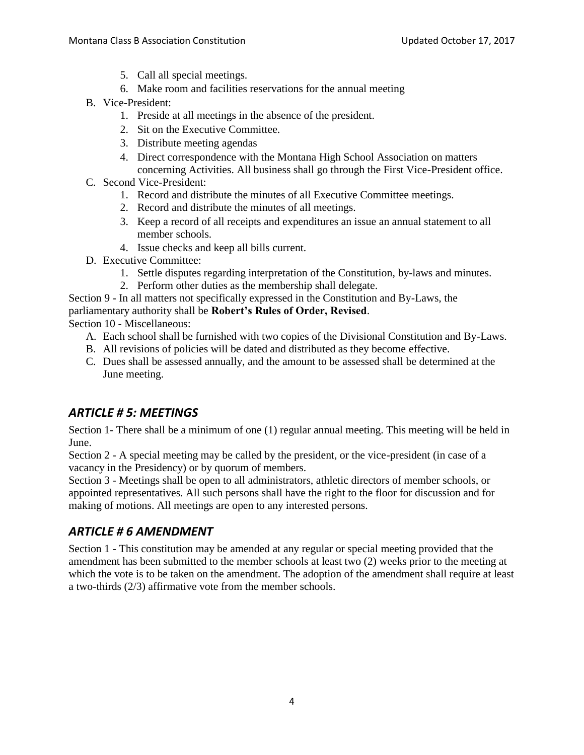5. Call all special meetings.
6. Make room and facilities reservations for the annual meeting

B. Vice-President:
   1. Preside at all meetings in the absence of the president.
   2. Sit on the Executive Committee.
   3. Distribute meeting agendas
   4. Direct correspondence with the Montana High School Association on matters concerning Activities. All business shall go through the First Vice-President office.

C. Second Vice-President:
   1. Record and distribute the minutes of all Executive Committee meetings.
   2. Record and distribute the minutes of all meetings.
   3. Keep a record of all receipts and expenditures an issue an annual statement to all member schools.
   4. Issue checks and keep all bills current.

D. Executive Committee:
   1. Settle disputes regarding interpretation of the Constitution, by-laws and minutes.
   2. Perform other duties as the membership shall delegate.

Section 9 - In all matters not specifically expressed in the Constitution and By-Laws, the parliamentary authority shall be **Robert's Rules of Order, Revised**.

Section 10 - Miscellaneous:

A. Each school shall be furnished with two copies of the Divisional Constitution and By-Laws.
B. All revisions of policies will be dated and distributed as they become effective.
C. Dues shall be assessed annually, and the amount to be assessed shall be determined at the June meeting.

## *ARTICLE # 5: MEETINGS*

Section 1- There shall be a minimum of one (1) regular annual meeting. This meeting will be held in June.

Section 2 - A special meeting may be called by the president, or the vice-president (in case of a vacancy in the Presidency) or by quorum of members.

Section 3 - Meetings shall be open to all administrators, athletic directors of member schools, or appointed representatives. All such persons shall have the right to the floor for discussion and for making of motions. All meetings are open to any interested persons.

## *ARTICLE # 6 AMENDMENT*

Section 1 - This constitution may be amended at any regular or special meeting provided that the amendment has been submitted to the member schools at least two (2) weeks prior to the meeting at which the vote is to be taken on the amendment. The adoption of the amendment shall require at least a two-thirds (2/3) affirmative vote from the member schools.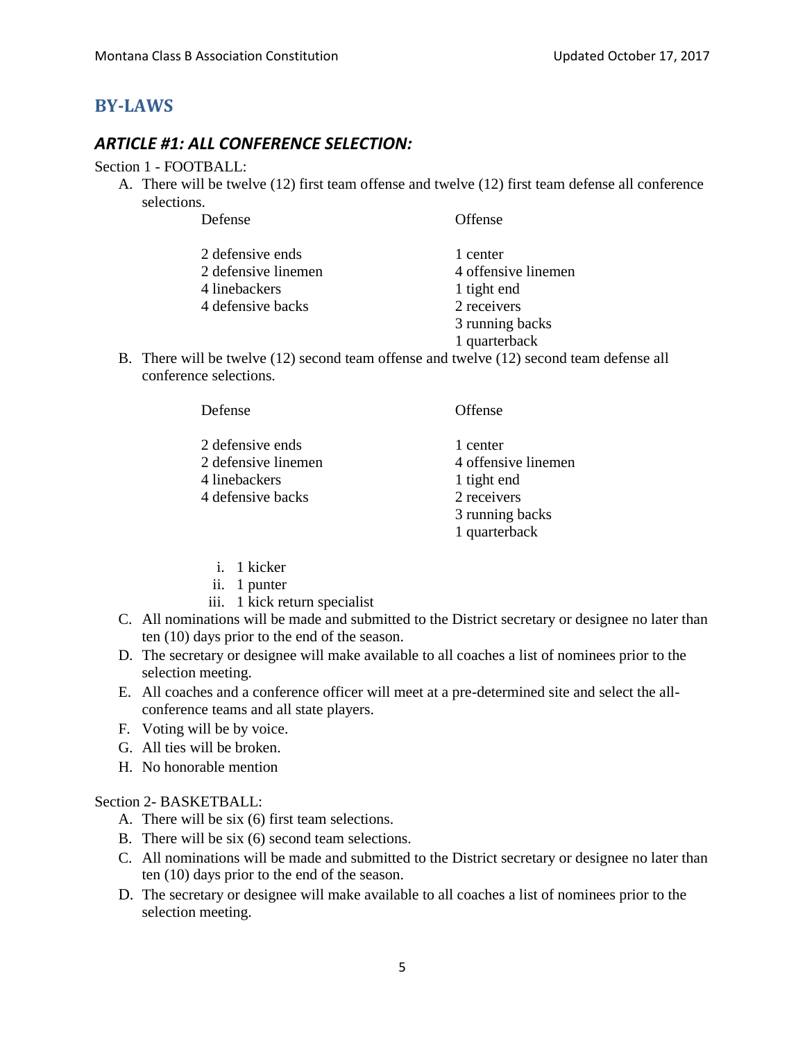## BY-LAWS

### *ARTICLE #1: ALL CONFERENCE SELECTION:*

Section 1 - FOOTBALL:

A. There will be twelve (12) first team offense and twelve (12) first team defense all conference selections.

| Defense | Offense |
|---|---|
| 2 defensive ends | 1 center |
| 2 defensive linemen | 4 offensive linemen |
| 4 linebackers | 1 tight end |
| 4 defensive backs | 2 receivers |
| | 3 running backs |
| | 1 quarterback |

B. There will be twelve (12) second team offense and twelve (12) second team defense all conference selections.

| Defense | Offense |
|---|---|
| 2 defensive ends | 1 center |
| 2 defensive linemen | 4 offensive linemen |
| 4 linebackers | 1 tight end |
| 4 defensive backs | 2 receivers |
| | 3 running backs |
| | 1 quarterback |

   i. 1 kicker
   ii. 1 punter
   iii. 1 kick return specialist

C. All nominations will be made and submitted to the District secretary or designee no later than ten (10) days prior to the end of the season.

D. The secretary or designee will make available to all coaches a list of nominees prior to the selection meeting.

E. All coaches and a conference officer will meet at a pre-determined site and select the all-conference teams and all state players.

F. Voting will be by voice.

G. All ties will be broken.

H. No honorable mention

Section 2- BASKETBALL:

A. There will be six (6) first team selections.

B. There will be six (6) second team selections.

C. All nominations will be made and submitted to the District secretary or designee no later than ten (10) days prior to the end of the season.

D. The secretary or designee will make available to all coaches a list of nominees prior to the selection meeting.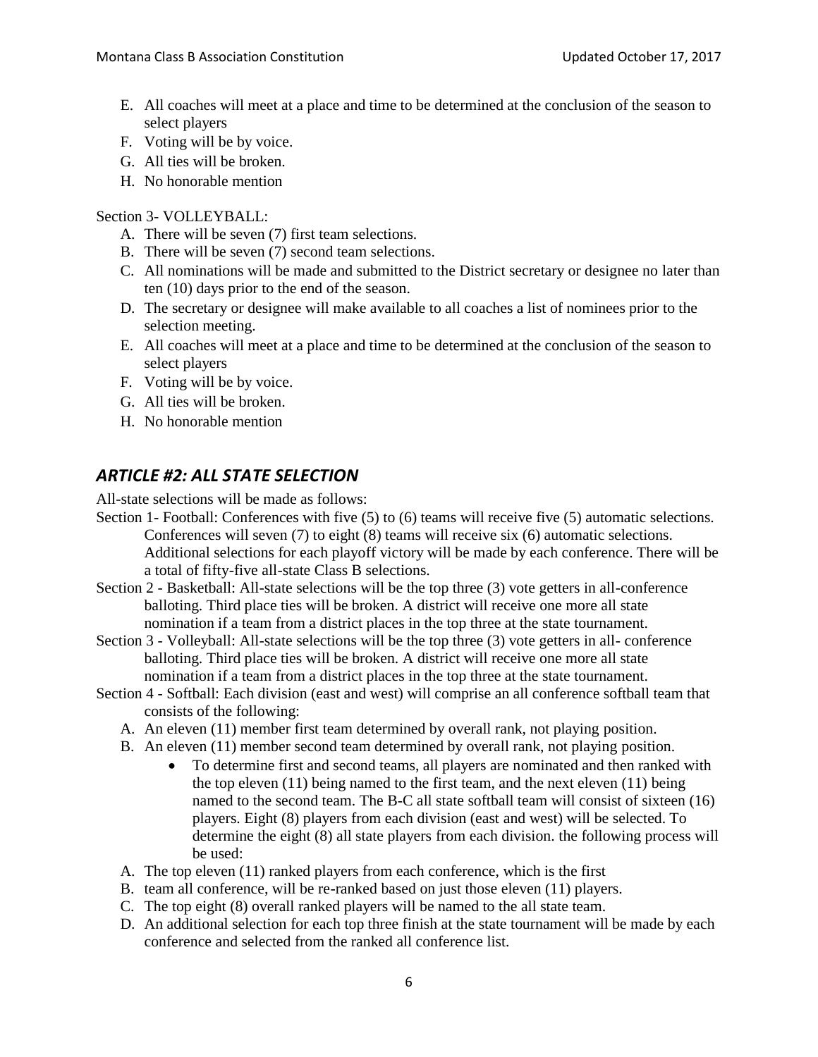E. All coaches will meet at a place and time to be determined at the conclusion of the season to select players
F. Voting will be by voice.
G. All ties will be broken.
H. No honorable mention

Section 3- VOLLEYBALL:

A. There will be seven (7) first team selections.
B. There will be seven (7) second team selections.
C. All nominations will be made and submitted to the District secretary or designee no later than ten (10) days prior to the end of the season.
D. The secretary or designee will make available to all coaches a list of nominees prior to the selection meeting.
E. All coaches will meet at a place and time to be determined at the conclusion of the season to select players
F. Voting will be by voice.
G. All ties will be broken.
H. No honorable mention

## *ARTICLE #2: ALL STATE SELECTION*

All-state selections will be made as follows:

Section 1- Football: Conferences with five (5) to (6) teams will receive five (5) automatic selections. Conferences will seven (7) to eight (8) teams will receive six (6) automatic selections. Additional selections for each playoff victory will be made by each conference. There will be a total of fifty-five all-state Class B selections.

Section 2 - Basketball: All-state selections will be the top three (3) vote getters in all-conference balloting. Third place ties will be broken. A district will receive one more all state nomination if a team from a district places in the top three at the state tournament.

Section 3 - Volleyball: All-state selections will be the top three (3) vote getters in all- conference balloting. Third place ties will be broken. A district will receive one more all state nomination if a team from a district places in the top three at the state tournament.

Section 4 - Softball: Each division (east and west) will comprise an all conference softball team that consists of the following:

A. An eleven (11) member first team determined by overall rank, not playing position.
B. An eleven (11) member second team determined by overall rank, not playing position.
   - To determine first and second teams, all players are nominated and then ranked with the top eleven (11) being named to the first team, and the next eleven (11) being named to the second team. The B-C all state softball team will consist of sixteen (16) players. Eight (8) players from each division (east and west) will be selected. To determine the eight (8) all state players from each division. the following process will be used:

A. The top eleven (11) ranked players from each conference, which is the first
B. team all conference, will be re-ranked based on just those eleven (11) players.
C. The top eight (8) overall ranked players will be named to the all state team.
D. An additional selection for each top three finish at the state tournament will be made by each conference and selected from the ranked all conference list.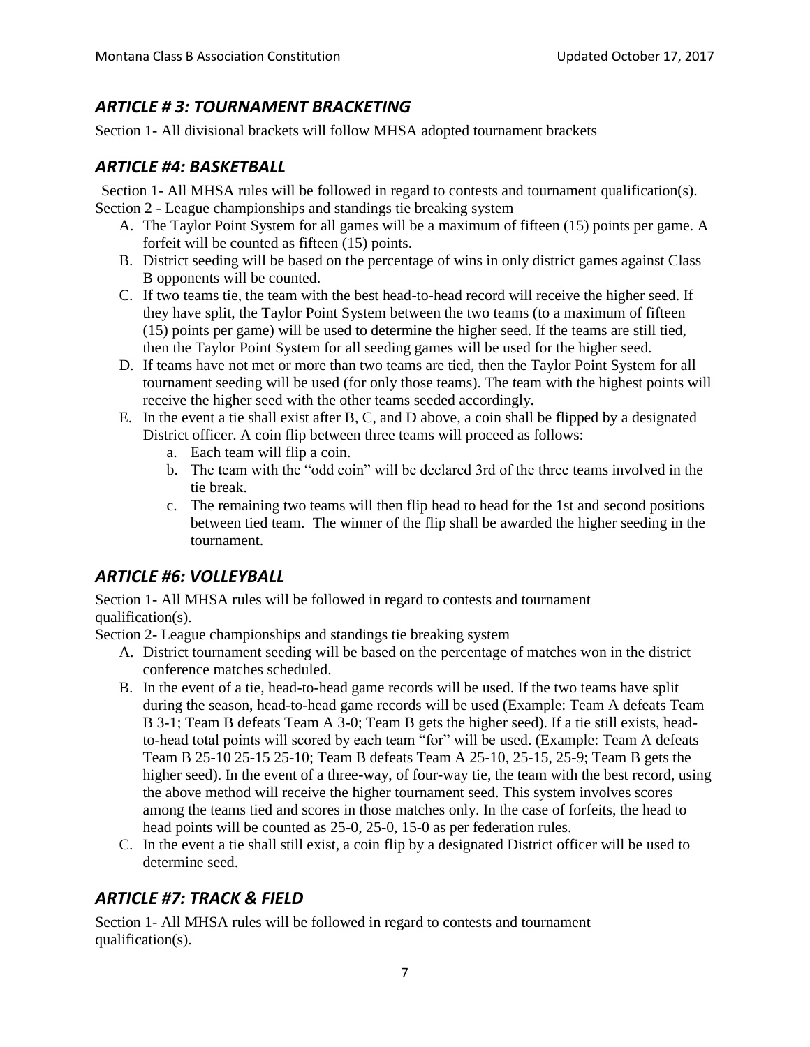## *ARTICLE # 3: TOURNAMENT BRACKETING*

Section 1- All divisional brackets will follow MHSA adopted tournament brackets

## *ARTICLE #4: BASKETBALL*

Section 1- All MHSA rules will be followed in regard to contests and tournament qualification(s).

Section 2 - League championships and standings tie breaking system

A. The Taylor Point System for all games will be a maximum of fifteen (15) points per game. A forfeit will be counted as fifteen (15) points.
B. District seeding will be based on the percentage of wins in only district games against Class B opponents will be counted.
C. If two teams tie, the team with the best head-to-head record will receive the higher seed. If they have split, the Taylor Point System between the two teams (to a maximum of fifteen (15) points per game) will be used to determine the higher seed. If the teams are still tied, then the Taylor Point System for all seeding games will be used for the higher seed.
D. If teams have not met or more than two teams are tied, then the Taylor Point System for all tournament seeding will be used (for only those teams). The team with the highest points will receive the higher seed with the other teams seeded accordingly.
E. In the event a tie shall exist after B, C, and D above, a coin shall be flipped by a designated District officer. A coin flip between three teams will proceed as follows:
    a. Each team will flip a coin.
    b. The team with the "odd coin" will be declared 3rd of the three teams involved in the tie break.
    c. The remaining two teams will then flip head to head for the 1st and second positions between tied team. The winner of the flip shall be awarded the higher seeding in the tournament.

## *ARTICLE #6: VOLLEYBALL*

Section 1- All MHSA rules will be followed in regard to contests and tournament qualification(s).

Section 2- League championships and standings tie breaking system

A. District tournament seeding will be based on the percentage of matches won in the district conference matches scheduled.
B. In the event of a tie, head-to-head game records will be used. If the two teams have split during the season, head-to-head game records will be used (Example: Team A defeats Team B 3-1; Team B defeats Team A 3-0; Team B gets the higher seed). If a tie still exists, head-to-head total points will scored by each team "for" will be used. (Example: Team A defeats Team B 25-10 25-15 25-10; Team B defeats Team A 25-10, 25-15, 25-9; Team B gets the higher seed). In the event of a three-way, of four-way tie, the team with the best record, using the above method will receive the higher tournament seed. This system involves scores among the teams tied and scores in those matches only. In the case of forfeits, the head to head points will be counted as 25-0, 25-0, 15-0 as per federation rules.
C. In the event a tie shall still exist, a coin flip by a designated District officer will be used to determine seed.

## *ARTICLE #7: TRACK & FIELD*

Section 1- All MHSA rules will be followed in regard to contests and tournament qualification(s).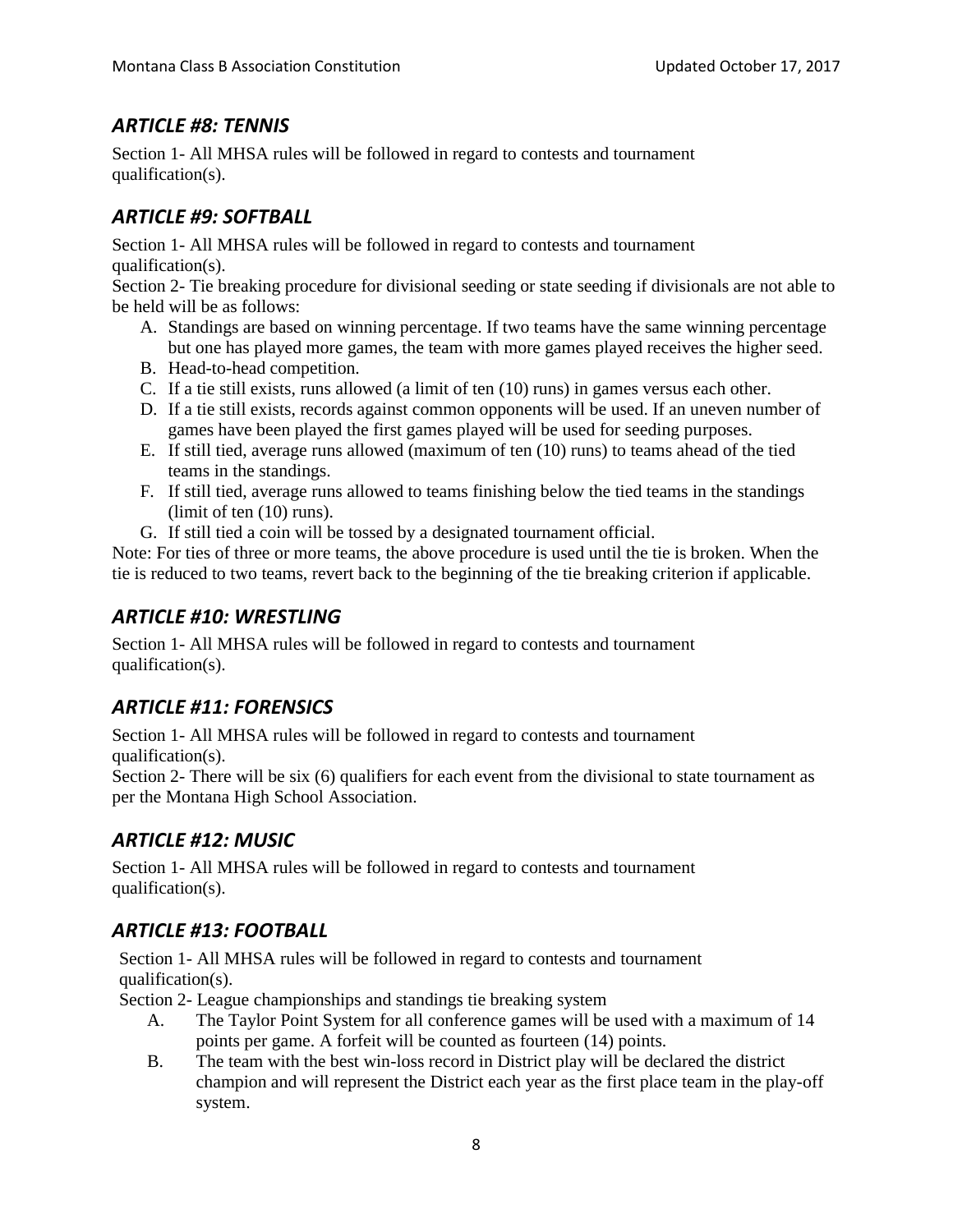## *ARTICLE #8: TENNIS*

Section 1- All MHSA rules will be followed in regard to contests and tournament qualification(s).

## *ARTICLE #9: SOFTBALL*

Section 1- All MHSA rules will be followed in regard to contests and tournament qualification(s).
Section 2- Tie breaking procedure for divisional seeding or state seeding if divisionals are not able to be held will be as follows:

A. Standings are based on winning percentage. If two teams have the same winning percentage but one has played more games, the team with more games played receives the higher seed.
B. Head-to-head competition.
C. If a tie still exists, runs allowed (a limit of ten (10) runs) in games versus each other.
D. If a tie still exists, records against common opponents will be used. If an uneven number of games have been played the first games played will be used for seeding purposes.
E. If still tied, average runs allowed (maximum of ten (10) runs) to teams ahead of the tied teams in the standings.
F. If still tied, average runs allowed to teams finishing below the tied teams in the standings (limit of ten (10) runs).
G. If still tied a coin will be tossed by a designated tournament official.

Note: For ties of three or more teams, the above procedure is used until the tie is broken. When the tie is reduced to two teams, revert back to the beginning of the tie breaking criterion if applicable.

## *ARTICLE #10: WRESTLING*

Section 1- All MHSA rules will be followed in regard to contests and tournament qualification(s).

## *ARTICLE #11: FORENSICS*

Section 1- All MHSA rules will be followed in regard to contests and tournament qualification(s).
Section 2- There will be six (6) qualifiers for each event from the divisional to state tournament as per the Montana High School Association.

## *ARTICLE #12: MUSIC*

Section 1- All MHSA rules will be followed in regard to contests and tournament qualification(s).

## *ARTICLE #13: FOOTBALL*

Section 1- All MHSA rules will be followed in regard to contests and tournament qualification(s).
Section 2- League championships and standings tie breaking system

A. The Taylor Point System for all conference games will be used with a maximum of 14 points per game. A forfeit will be counted as fourteen (14) points.
B. The team with the best win-loss record in District play will be declared the district champion and will represent the District each year as the first place team in the play-off system.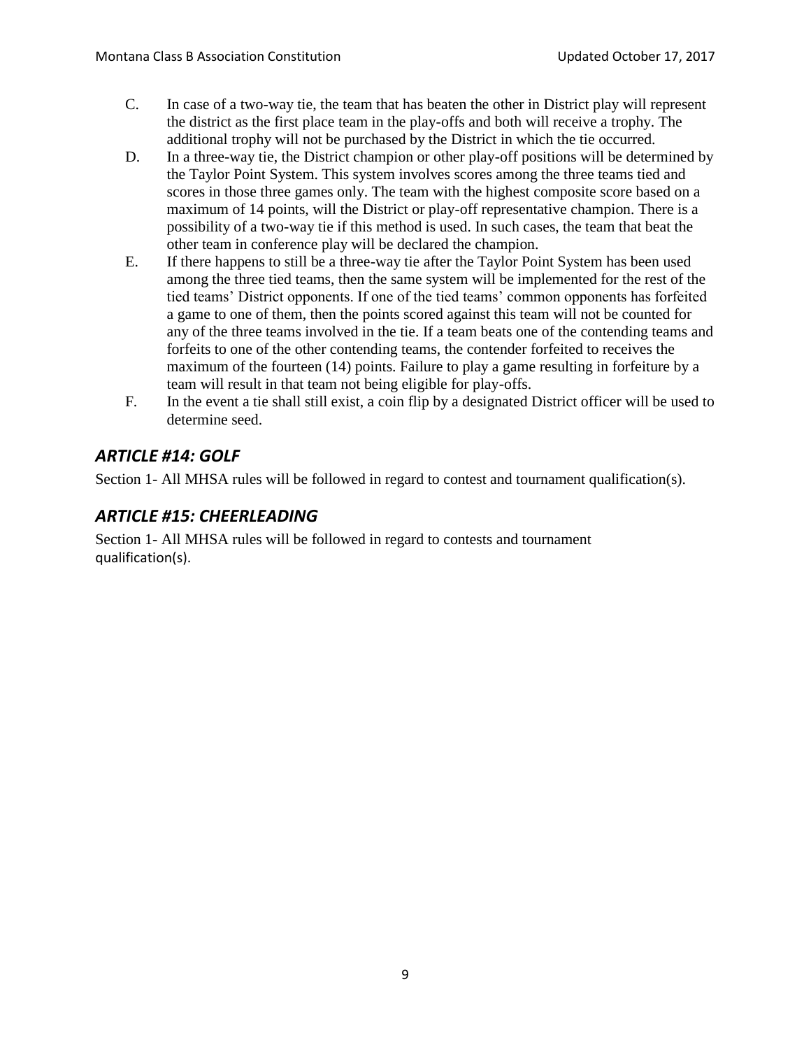C. In case of a two-way tie, the team that has beaten the other in District play will represent the district as the first place team in the play-offs and both will receive a trophy. The additional trophy will not be purchased by the District in which the tie occurred.

D. In a three-way tie, the District champion or other play-off positions will be determined by the Taylor Point System. This system involves scores among the three teams tied and scores in those three games only. The team with the highest composite score based on a maximum of 14 points, will the District or play-off representative champion. There is a possibility of a two-way tie if this method is used. In such cases, the team that beat the other team in conference play will be declared the champion.

E. If there happens to still be a three-way tie after the Taylor Point System has been used among the three tied teams, then the same system will be implemented for the rest of the tied teams' District opponents. If one of the tied teams' common opponents has forfeited a game to one of them, then the points scored against this team will not be counted for any of the three teams involved in the tie. If a team beats one of the contending teams and forfeits to one of the other contending teams, the contender forfeited to receives the maximum of the fourteen (14) points. Failure to play a game resulting in forfeiture by a team will result in that team not being eligible for play-offs.

F. In the event a tie shall still exist, a coin flip by a designated District officer will be used to determine seed.

## *ARTICLE #14: GOLF*

Section 1- All MHSA rules will be followed in regard to contest and tournament qualification(s).

## *ARTICLE #15: CHEERLEADING*

Section 1- All MHSA rules will be followed in regard to contests and tournament qualification(s).